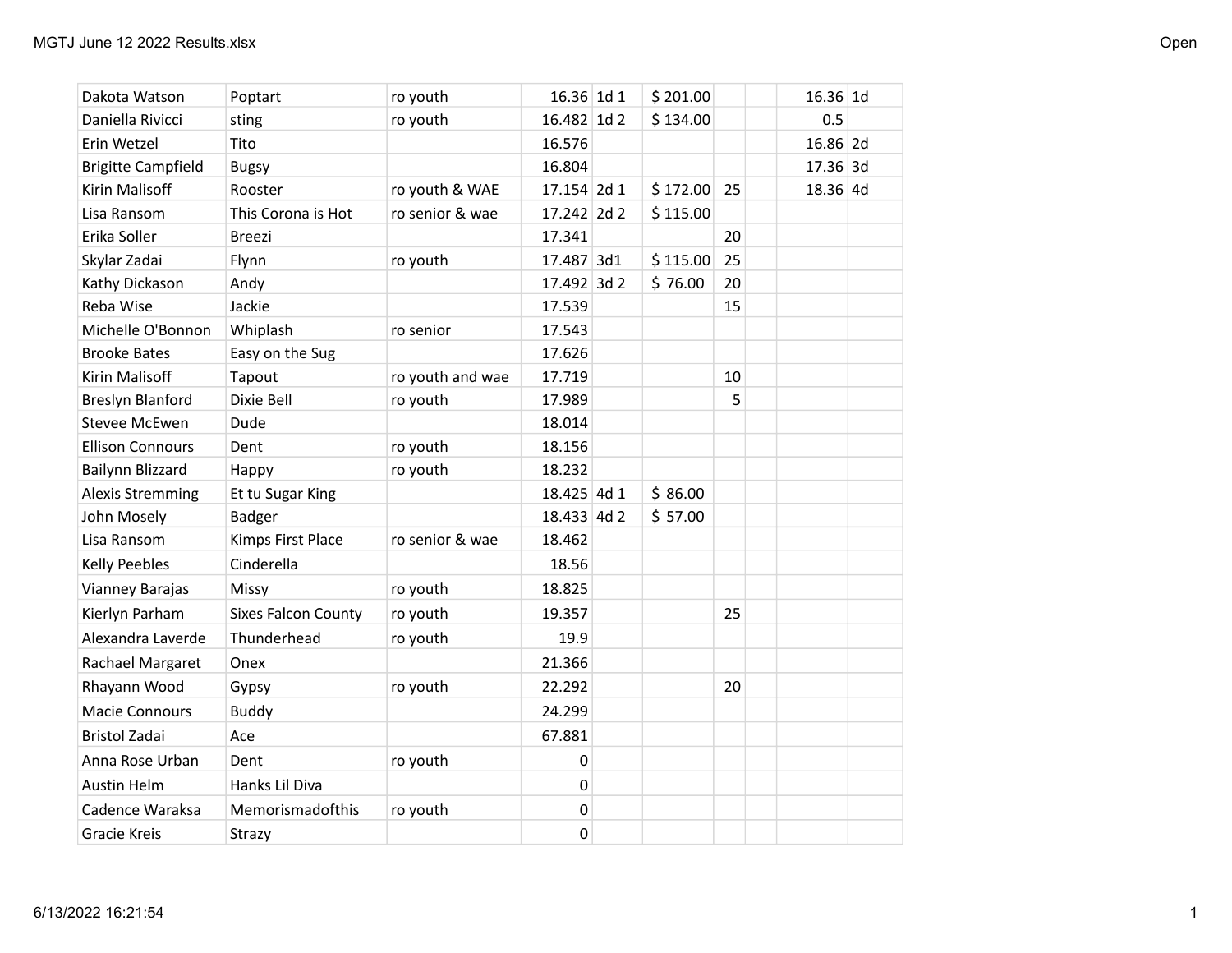| | | | | | | | | | | |
|---|---|---|---|---|---|---|---|---|---|---|
| Dakota Watson | Poptart | ro youth | 16.36 | 1d 1 | $ 201.00 | | | 16.36 | 1d |
| Daniella Rivicci | sting | ro youth | 16.482 | 1d 2 | $ 134.00 | | | 0.5 | |
| Erin Wetzel | Tito | | 16.576 | | | | | 16.86 | 2d |
| Brigitte Campfield | Bugsy | | 16.804 | | | | | 17.36 | 3d |
| Kirin Malisoff | Rooster | ro youth & WAE | 17.154 | 2d 1 | $ 172.00 | 25 | | 18.36 | 4d |
| Lisa Ransom | This Corona is Hot | ro senior & wae | 17.242 | 2d 2 | $ 115.00 | | | | |
| Erika Soller | Breezi | | 17.341 | | | 20 | | | |
| Skylar Zadai | Flynn | ro youth | 17.487 | 3d1 | $ 115.00 | 25 | | | |
| Kathy Dickason | Andy | | 17.492 | 3d 2 | $ 76.00 | 20 | | | |
| Reba Wise | Jackie | | 17.539 | | | 15 | | | |
| Michelle O'Bonnon | Whiplash | ro senior | 17.543 | | | | | | |
| Brooke Bates | Easy on the Sug | | 17.626 | | | | | | |
| Kirin Malisoff | Tapout | ro youth and wae | 17.719 | | | 10 | | | |
| Breslyn Blanford | Dixie Bell | ro youth | 17.989 | | | 5 | | | |
| Stevee McEwen | Dude | | 18.014 | | | | | | |
| Ellison Connours | Dent | ro youth | 18.156 | | | | | | |
| Bailynn Blizzard | Happy | ro youth | 18.232 | | | | | | |
| Alexis Stremming | Et tu Sugar King | | 18.425 | 4d 1 | $ 86.00 | | | | |
| John Mosely | Badger | | 18.433 | 4d 2 | $ 57.00 | | | | |
| Lisa Ransom | Kimps First Place | ro senior & wae | 18.462 | | | | | | |
| Kelly Peebles | Cinderella | | 18.56 | | | | | | |
| Vianney Barajas | Missy | ro youth | 18.825 | | | | | | |
| Kierlyn Parham | Sixes Falcon County | ro youth | 19.357 | | | 25 | | | |
| Alexandra Laverde | Thunderhead | ro youth | 19.9 | | | | | | |
| Rachael Margaret | Onex | | 21.366 | | | | | | |
| Rhayann Wood | Gypsy | ro youth | 22.292 | | | 20 | | | |
| Macie Connours | Buddy | | 24.299 | | | | | | |
| Bristol Zadai | Ace | | 67.881 | | | | | | |
| Anna Rose Urban | Dent | ro youth | 0 | | | | | | |
| Austin Helm | Hanks Lil Diva | | 0 | | | | | | |
| Cadence Waraksa | Memorismadofthis | ro youth | 0 | | | | | | |
| Gracie Kreis | Strazy | | 0 | | | | | | |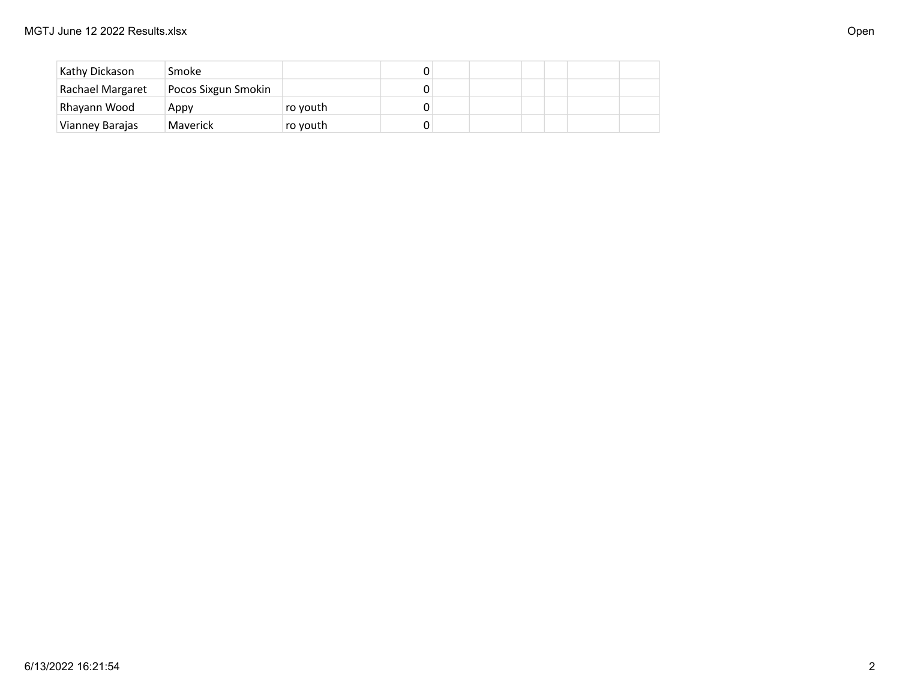| | | | | | | | | | |
|---|---|---|---|---|---|---|---|---|---|
| Kathy Dickason | Smoke | | 0 | | | | | | |
| Rachael Margaret | Pocos Sixgun Smokin | | 0 | | | | | | |
| Rhayann Wood | Appy | ro youth | 0 | | | | | | |
| Vianney Barajas | Maverick | ro youth | 0 | | | | | | |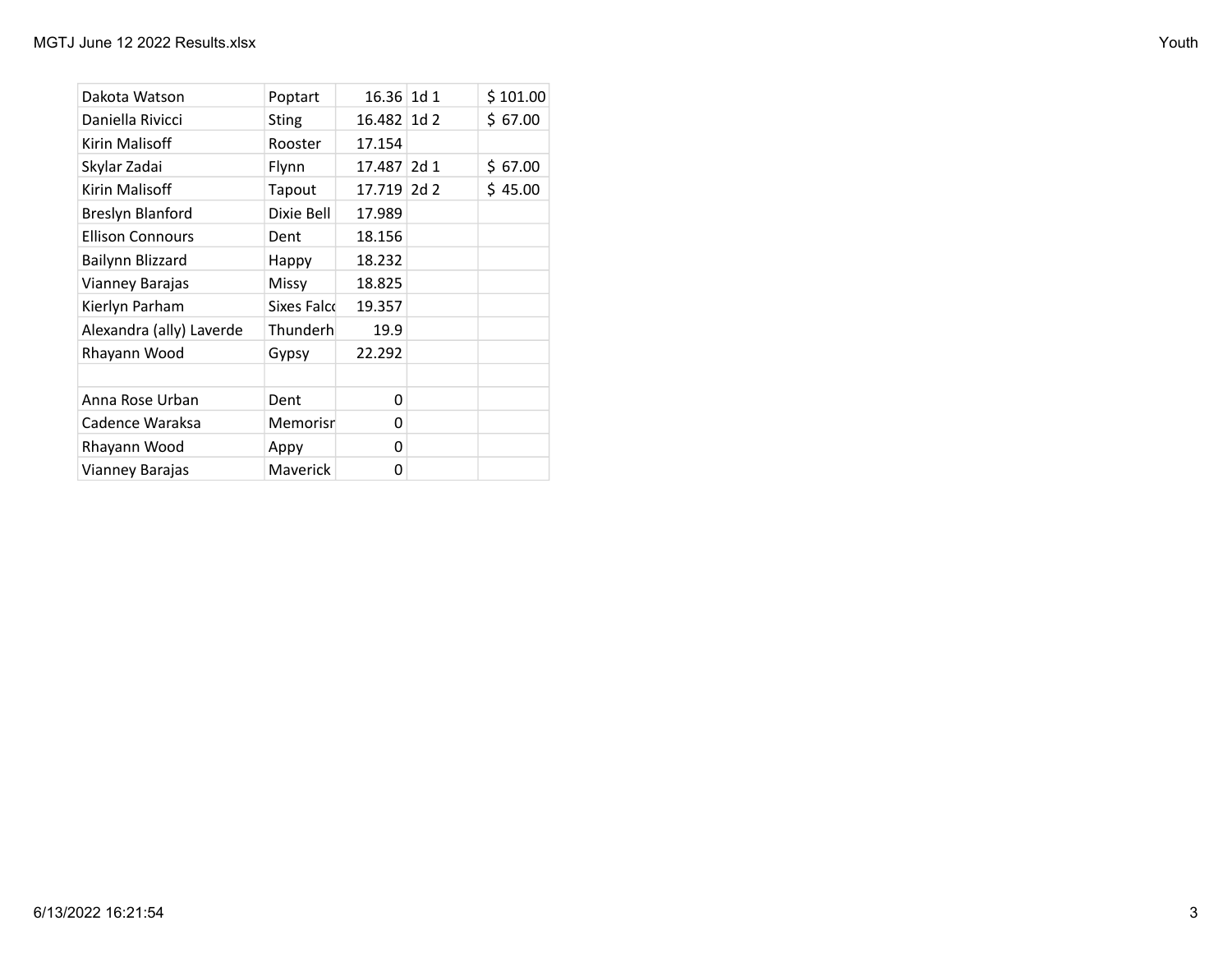| | | | | |
|---|---|---|---|---|
| Dakota Watson | Poptart | 16.36 | 1d 1 | $ 101.00 |
| Daniella Rivicci | Sting | 16.482 | 1d 2 | $ 67.00 |
| Kirin Malisoff | Rooster | 17.154 | | |
| Skylar Zadai | Flynn | 17.487 | 2d 1 | $ 67.00 |
| Kirin Malisoff | Tapout | 17.719 | 2d 2 | $ 45.00 |
| Breslyn Blanford | Dixie Bell | 17.989 | | |
| Ellison Connours | Dent | 18.156 | | |
| Bailynn Blizzard | Happy | 18.232 | | |
| Vianney Barajas | Missy | 18.825 | | |
| Kierlyn Parham | Sixes Falco | 19.357 | | |
| Alexandra (ally) Laverde | Thunderh | 19.9 | | |
| Rhayann Wood | Gypsy | 22.292 | | |
| | | | | |
| Anna Rose Urban | Dent | 0 | | |
| Cadence Waraksa | Memorisr | 0 | | |
| Rhayann Wood | Appy | 0 | | |
| Vianney Barajas | Maverick | 0 | | |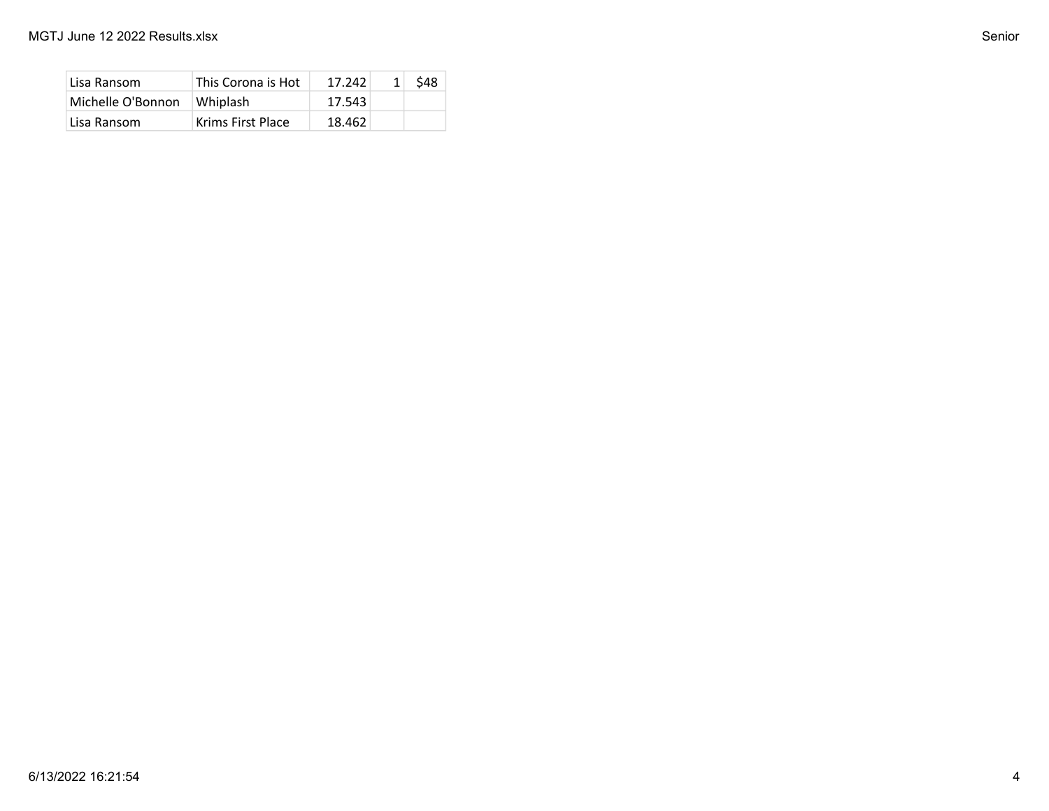| | | | | |
|---|---|---|---|---|
| Lisa Ransom | This Corona is Hot | 17.242 | 1 | $48 |
| Michelle O'Bonnon | Whiplash | 17.543 | | |
| Lisa Ransom | Krims First Place | 18.462 | | |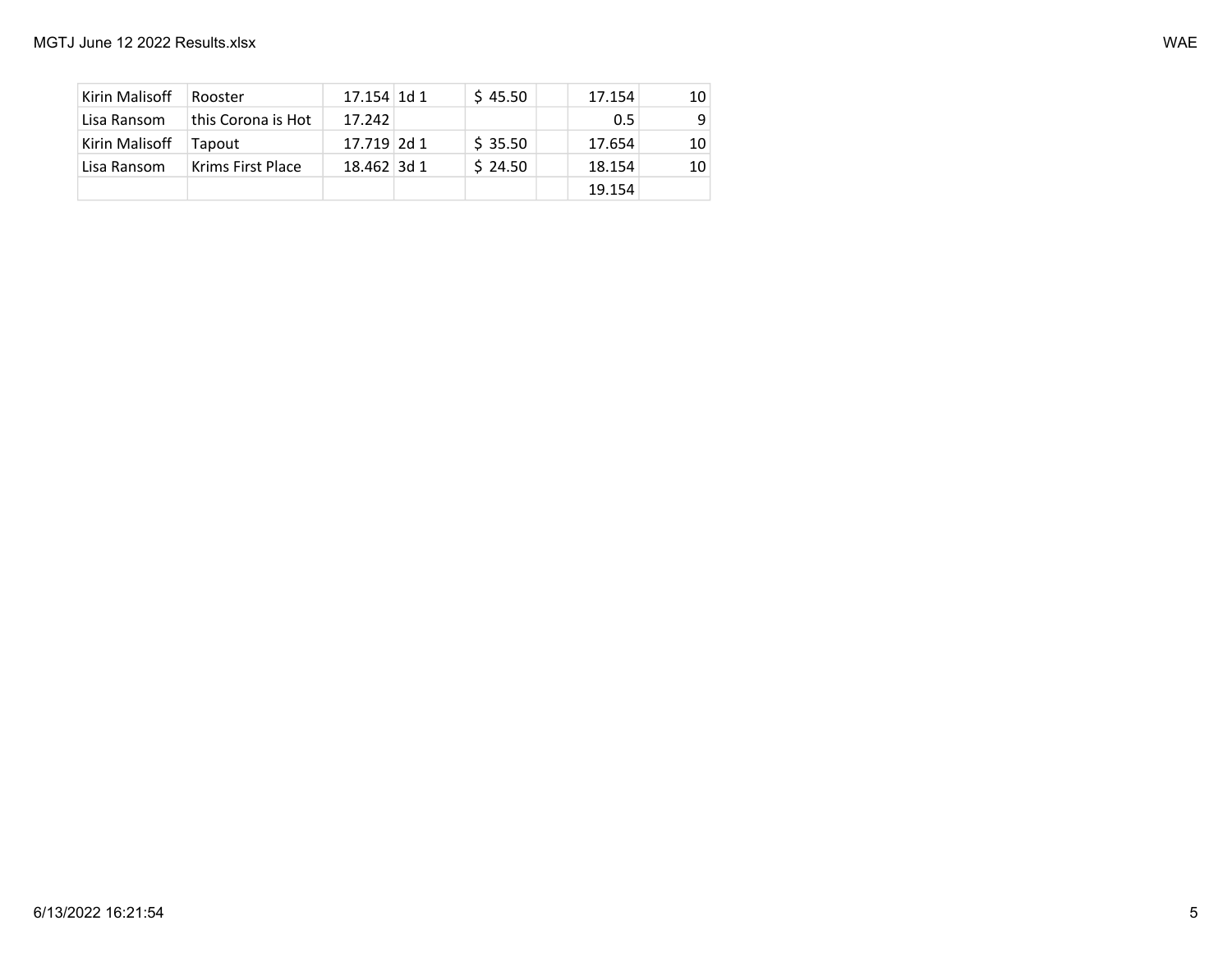| | | | | | | | |
|---|---|---|---|---|---|---|---|
| Kirin Malisoff | Rooster | 17.154 | 1d 1 | $ 45.50 | | 17.154 | 10 |
| Lisa Ransom | this Corona is Hot | 17.242 | | | | 0.5 | 9 |
| Kirin Malisoff | Tapout | 17.719 | 2d 1 | $ 35.50 | | 17.654 | 10 |
| Lisa Ransom | Krims First Place | 18.462 | 3d 1 | $ 24.50 | | 18.154 | 10 |
| | | | | | | 19.154 | |